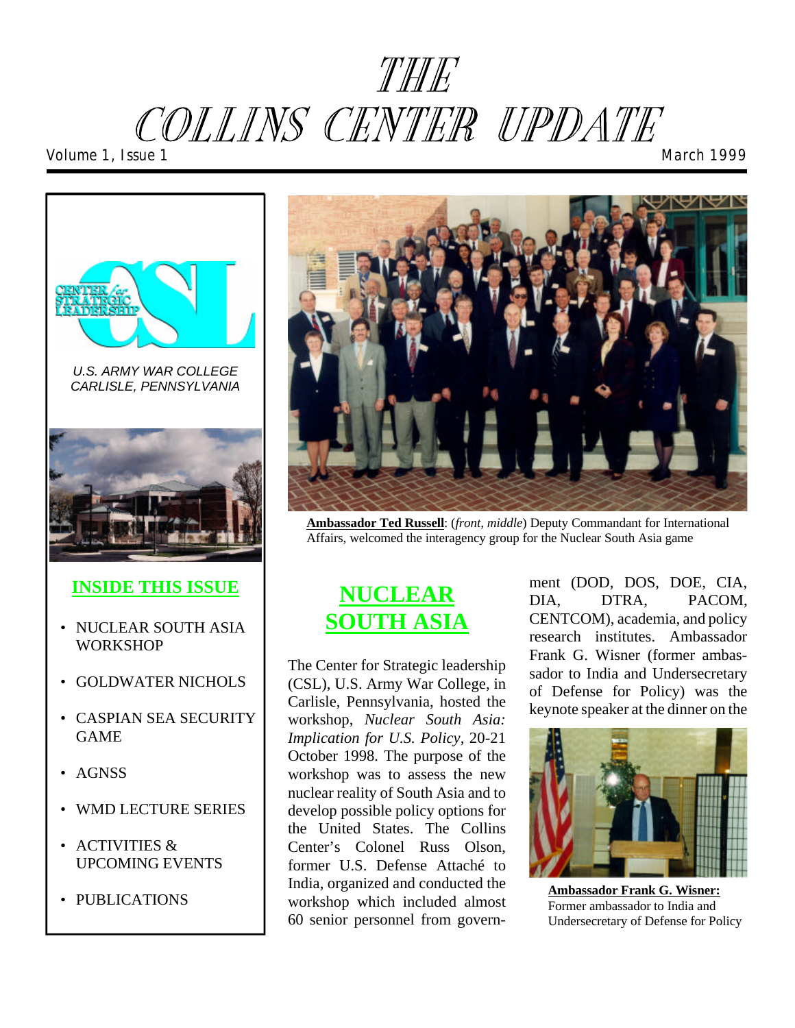# THE COLLINS CENTER UPDATE

Volume 1, Issue 1 — March 1999

U.S. ARMY WAR COLLEGE
CARLISLE, PENNSYLVANIA

## INSIDE THIS ISSUE

- NUCLEAR SOUTH ASIA WORKSHOP
- GOLDWATER NICHOLS
- CASPIAN SEA SECURITY GAME
- AGNSS
- WMD LECTURE SERIES
- ACTIVITIES & UPCOMING EVENTS
- PUBLICATIONS

**Ambassador Ted Russell**: (*front, middle*) Deputy Commandant for International Affairs, welcomed the interagency group for the Nuclear South Asia game

## NUCLEAR SOUTH ASIA

The Center for Strategic leadership (CSL), U.S. Army War College, in Carlisle, Pennsylvania, hosted the workshop, *Nuclear South Asia: Implication for U.S. Policy*, 20-21 October 1998. The purpose of the workshop was to assess the new nuclear reality of South Asia and to develop possible policy options for the United States. The Collins Center's Colonel Russ Olson, former U.S. Defense Attaché to India, organized and conducted the workshop which included almost 60 senior personnel from government (DOD, DOS, DOE, CIA, DIA, DTRA, PACOM, CENTCOM), academia, and policy research institutes. Ambassador Frank G. Wisner (former ambassador to India and Undersecretary of Defense for Policy) was the keynote speaker at the dinner on the

**Ambassador Frank G. Wisner:** Former ambassador to India and Undersecretary of Defense for Policy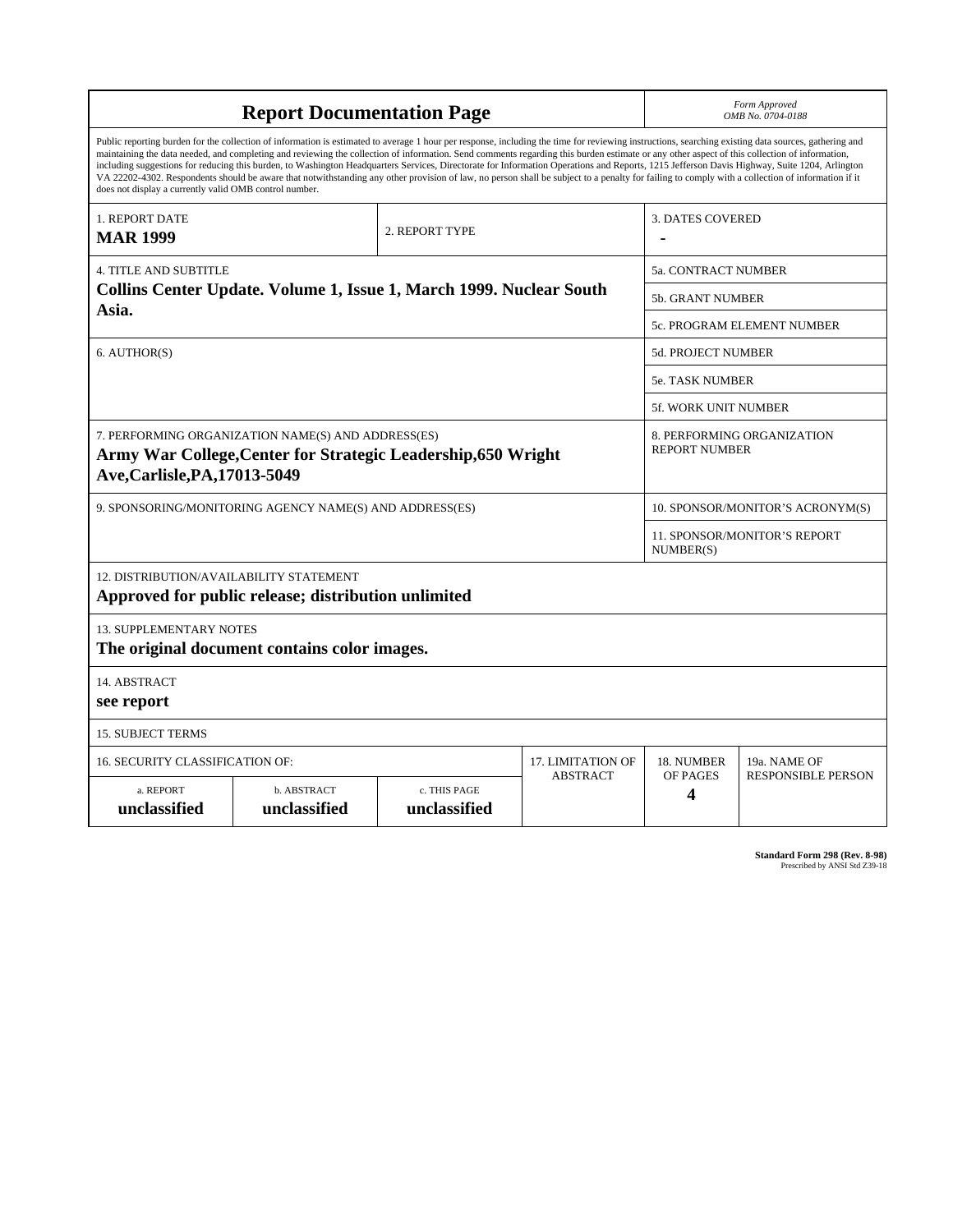# Report Documentation Page

*Form Approved*
*OMB No. 0704-0188*

Public reporting burden for the collection of information is estimated to average 1 hour per response, including the time for reviewing instructions, searching existing data sources, gathering and maintaining the data needed, and completing and reviewing the collection of information. Send comments regarding this burden estimate or any other aspect of this collection of information, including suggestions for reducing this burden, to Washington Headquarters Services, Directorate for Information Operations and Reports, 1215 Jefferson Davis Highway, Suite 1204, Arlington VA 22202-4302. Respondents should be aware that notwithstanding any other provision of law, no person shall be subject to a penalty for failing to comply with a collection of information if it does not display a currently valid OMB control number.

| Field | Value |
|---|---|
| 1. REPORT DATE | **MAR 1999** |
| 2. REPORT TYPE | |
| 3. DATES COVERED | **-** |
| 4. TITLE AND SUBTITLE | **Collins Center Update. Volume 1, Issue 1, March 1999. Nuclear South Asia.** |
| 5a. CONTRACT NUMBER | |
| 5b. GRANT NUMBER | |
| 5c. PROGRAM ELEMENT NUMBER | |
| 6. AUTHOR(S) | |
| 5d. PROJECT NUMBER | |
| 5e. TASK NUMBER | |
| 5f. WORK UNIT NUMBER | |
| 7. PERFORMING ORGANIZATION NAME(S) AND ADDRESS(ES) | **Army War College,Center for Strategic Leadership,650 Wright Ave,Carlisle,PA,17013-5049** |
| 8. PERFORMING ORGANIZATION REPORT NUMBER | |
| 9. SPONSORING/MONITORING AGENCY NAME(S) AND ADDRESS(ES) | |
| 10. SPONSOR/MONITOR'S ACRONYM(S) | |
| 11. SPONSOR/MONITOR'S REPORT NUMBER(S) | |
| 12. DISTRIBUTION/AVAILABILITY STATEMENT | **Approved for public release; distribution unlimited** |
| 13. SUPPLEMENTARY NOTES | **The original document contains color images.** |
| 14. ABSTRACT | **see report** |
| 15. SUBJECT TERMS | |

| 16. SECURITY CLASSIFICATION OF: | | | 17. LIMITATION OF ABSTRACT | 18. NUMBER OF PAGES | 19a. NAME OF RESPONSIBLE PERSON |
|---|---|---|---|---|---|
| a. REPORT | b. ABSTRACT | c. THIS PAGE | | | |
| **unclassified** | **unclassified** | **unclassified** | | **4** | |

**Standard Form 298 (Rev. 8-98)**
Prescribed by ANSI Std Z39-18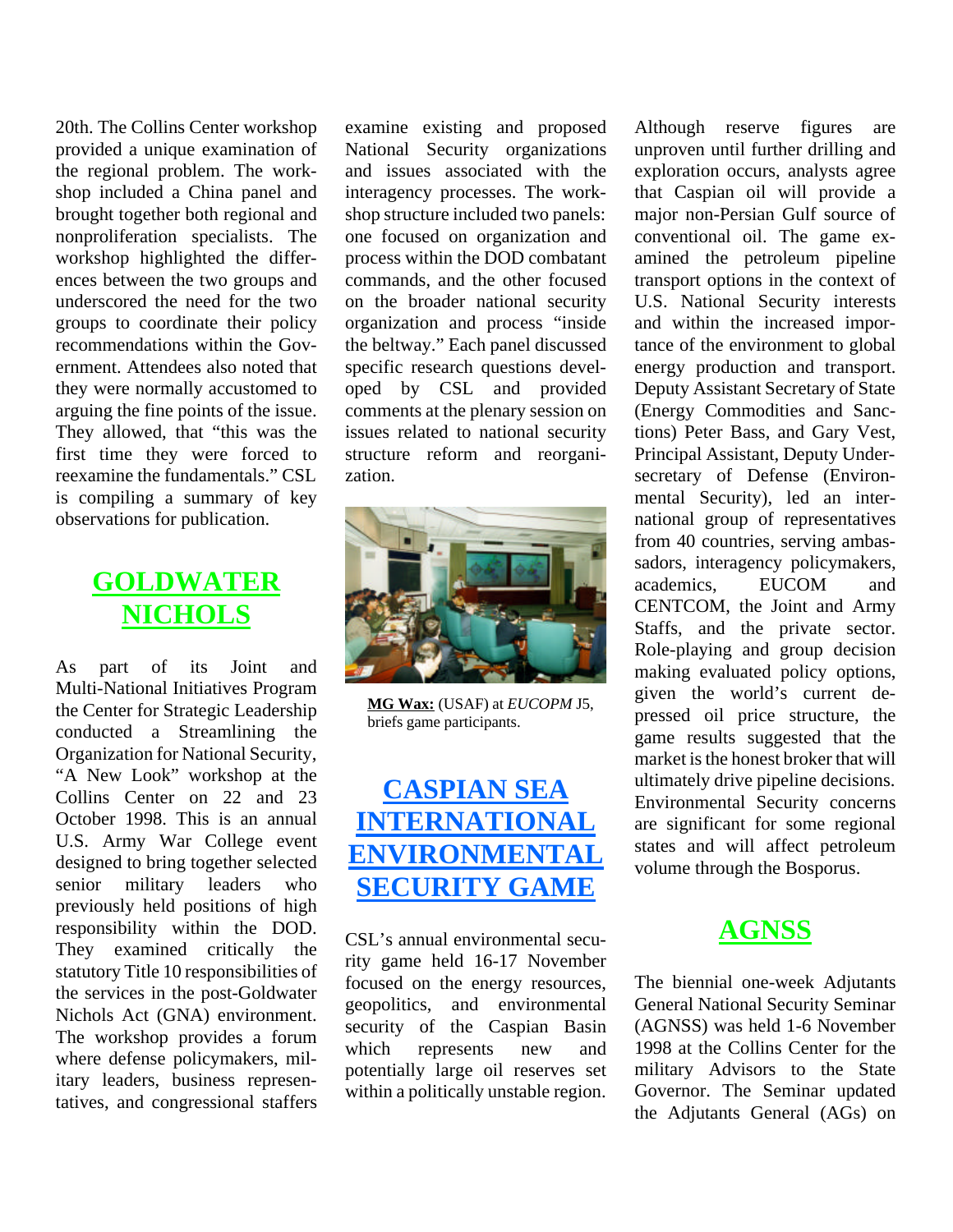20th. The Collins Center workshop provided a unique examination of the regional problem. The workshop included a China panel and brought together both regional and nonproliferation specialists. The workshop highlighted the differences between the two groups and underscored the need for the two groups to coordinate their policy recommendations within the Government. Attendees also noted that they were normally accustomed to arguing the fine points of the issue. They allowed, that "this was the first time they were forced to reexamine the fundamentals." CSL is compiling a summary of key observations for publication.

## GOLDWATER NICHOLS

As part of its Joint and Multi-National Initiatives Program the Center for Strategic Leadership conducted a Streamlining the Organization for National Security, "A New Look" workshop at the Collins Center on 22 and 23 October 1998. This is an annual U.S. Army War College event designed to bring together selected senior military leaders who previously held positions of high responsibility within the DOD. They examined critically the statutory Title 10 responsibilities of the services in the post-Goldwater Nichols Act (GNA) environment. The workshop provides a forum where defense policymakers, military leaders, business representatives, and congressional staffers examine existing and proposed National Security organizations and issues associated with the interagency processes. The workshop structure included two panels: one focused on organization and process within the DOD combatant commands, and the other focused on the broader national security organization and process "inside the beltway." Each panel discussed specific research questions developed by CSL and provided comments at the plenary session on issues related to national security structure reform and reorganization.

**MG Wax:** (USAF) at *EUCOPM* J5, briefs game participants.

## CASPIAN SEA INTERNATIONAL ENVIRONMENTAL SECURITY GAME

CSL's annual environmental security game held 16-17 November focused on the energy resources, geopolitics, and environmental security of the Caspian Basin which represents new and potentially large oil reserves set within a politically unstable region. Although reserve figures are unproven until further drilling and exploration occurs, analysts agree that Caspian oil will provide a major non-Persian Gulf source of conventional oil. The game examined the petroleum pipeline transport options in the context of U.S. National Security interests and within the increased importance of the environment to global energy production and transport. Deputy Assistant Secretary of State (Energy Commodities and Sanctions) Peter Bass, and Gary Vest, Principal Assistant, Deputy Undersecretary of Defense (Environmental Security), led an international group of representatives from 40 countries, serving ambassadors, interagency policymakers, academics, EUCOM and CENTCOM, the Joint and Army Staffs, and the private sector. Role-playing and group decision making evaluated policy options, given the world's current depressed oil price structure, the game results suggested that the market is the honest broker that will ultimately drive pipeline decisions. Environmental Security concerns are significant for some regional states and will affect petroleum volume through the Bosporus.

## AGNSS

The biennial one-week Adjutants General National Security Seminar (AGNSS) was held 1-6 November 1998 at the Collins Center for the military Advisors to the State Governor. The Seminar updated the Adjutants General (AGs) on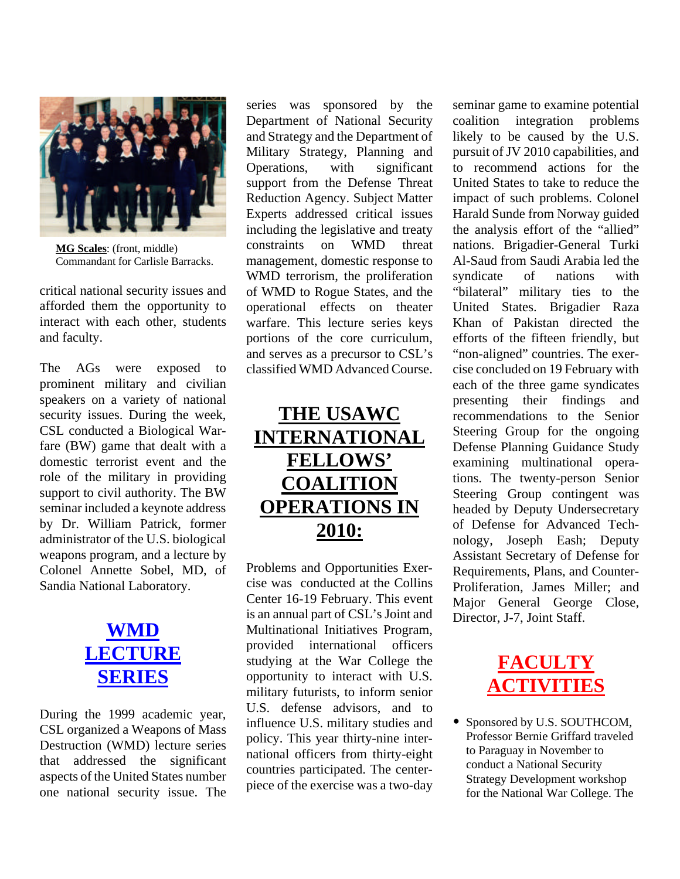**MG Scales**: (front, middle) Commandant for Carlisle Barracks.

critical national security issues and afforded them the opportunity to interact with each other, students and faculty.

The AGs were exposed to prominent military and civilian speakers on a variety of national security issues. During the week, CSL conducted a Biological Warfare (BW) game that dealt with a domestic terrorist event and the role of the military in providing support to civil authority. The BW seminar included a keynote address by Dr. William Patrick, former administrator of the U.S. biological weapons program, and a lecture by Colonel Annette Sobel, MD, of Sandia National Laboratory.

## WMD LECTURE SERIES

During the 1999 academic year, CSL organized a Weapons of Mass Destruction (WMD) lecture series that addressed the significant aspects of the United States number one national security issue. The series was sponsored by the Department of National Security and Strategy and the Department of Military Strategy, Planning and Operations, with significant support from the Defense Threat Reduction Agency. Subject Matter Experts addressed critical issues including the legislative and treaty constraints on WMD threat management, domestic response to WMD terrorism, the proliferation of WMD to Rogue States, and the operational effects on theater warfare. This lecture series keys portions of the core curriculum, and serves as a precursor to CSL's classified WMD Advanced Course.

## THE USAWC INTERNATIONAL FELLOWS' COALITION OPERATIONS IN 2010:

Problems and Opportunities Exercise was conducted at the Collins Center 16-19 February. This event is an annual part of CSL's Joint and Multinational Initiatives Program, provided international officers studying at the War College the opportunity to interact with U.S. military futurists, to inform senior U.S. defense advisors, and to influence U.S. military studies and policy. This year thirty-nine international officers from thirty-eight countries participated. The centerpiece of the exercise was a two-day seminar game to examine potential coalition integration problems likely to be caused by the U.S. pursuit of JV 2010 capabilities, and to recommend actions for the United States to take to reduce the impact of such problems. Colonel Harald Sunde from Norway guided the analysis effort of the "allied" nations. Brigadier-General Turki Al-Saud from Saudi Arabia led the syndicate of nations with "bilateral" military ties to the United States. Brigadier Raza Khan of Pakistan directed the efforts of the fifteen friendly, but "non-aligned" countries. The exercise concluded on 19 February with each of the three game syndicates presenting their findings and recommendations to the Senior Steering Group for the ongoing Defense Planning Guidance Study examining multinational operations. The twenty-person Senior Steering Group contingent was headed by Deputy Undersecretary of Defense for Advanced Technology, Joseph Eash; Deputy Assistant Secretary of Defense for Requirements, Plans, and Counter-Proliferation, James Miller; and Major General George Close, Director, J-7, Joint Staff.

## FACULTY ACTIVITIES

- Sponsored by U.S. SOUTHCOM, Professor Bernie Griffard traveled to Paraguay in November to conduct a National Security Strategy Development workshop for the National War College. The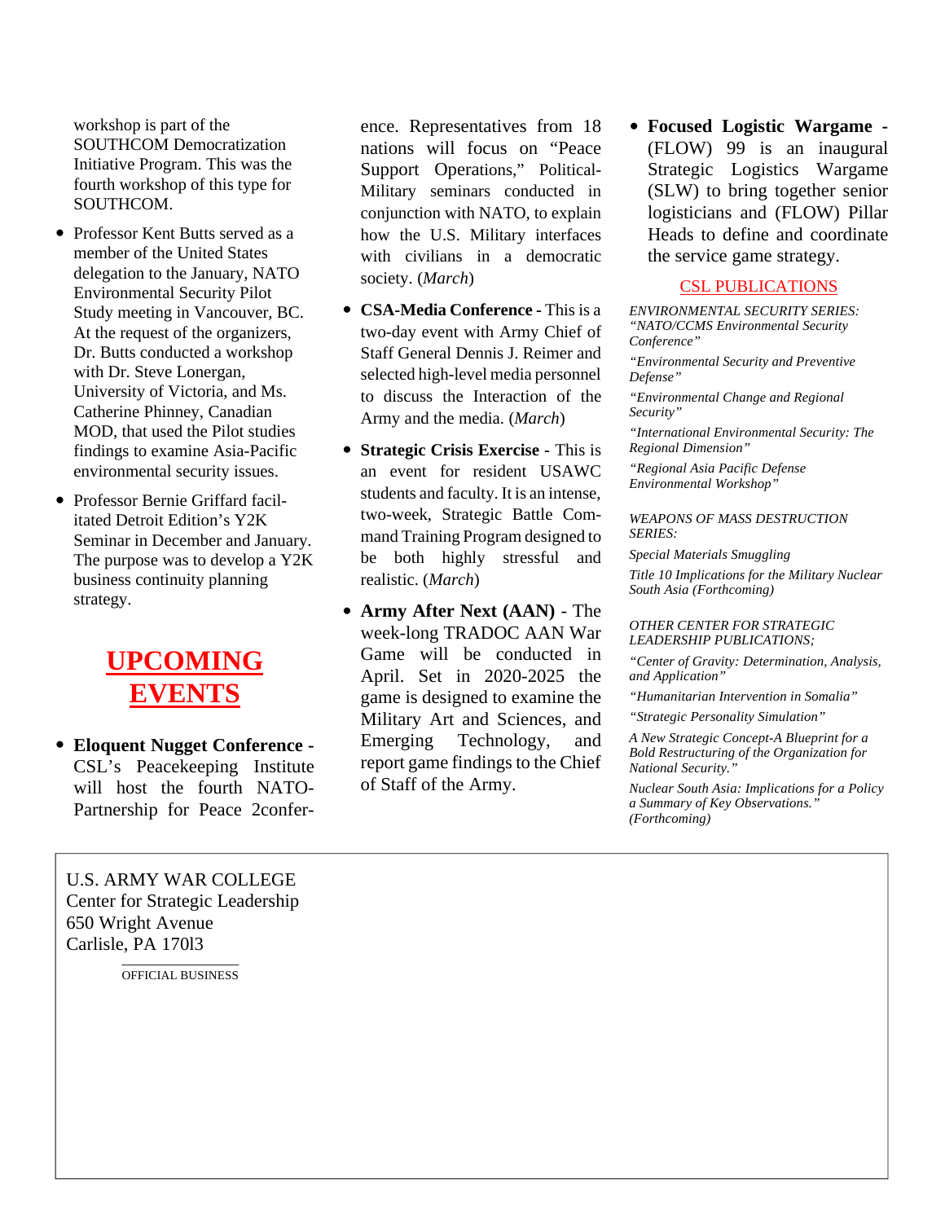workshop is part of the SOUTHCOM Democratization Initiative Program. This was the fourth workshop of this type for SOUTHCOM.

- Professor Kent Butts served as a member of the United States delegation to the January, NATO Environmental Security Pilot Study meeting in Vancouver, BC. At the request of the organizers, Dr. Butts conducted a workshop with Dr. Steve Lonergan, University of Victoria, and Ms. Catherine Phinney, Canadian MOD, that used the Pilot studies findings to examine Asia-Pacific environmental security issues.
- Professor Bernie Griffard facilitated Detroit Edition's Y2K Seminar in December and January. The purpose was to develop a Y2K business continuity planning strategy.

## UPCOMING EVENTS

- **Eloquent Nugget Conference -** CSL's Peacekeeping Institute will host the fourth NATO-Partnership for Peace 2conference. Representatives from 18 nations will focus on "Peace Support Operations," Political-Military seminars conducted in conjunction with NATO, to explain how the U.S. Military interfaces with civilians in a democratic society. (*March*)
- **CSA-Media Conference -** This is a two-day event with Army Chief of Staff General Dennis J. Reimer and selected high-level media personnel to discuss the Interaction of the Army and the media. (*March*)
- **Strategic Crisis Exercise -** This is an event for resident USAWC students and faculty. It is an intense, two-week, Strategic Battle Command Training Program designed to be both highly stressful and realistic. (*March*)
- **Army After Next (AAN)** - The week-long TRADOC AAN War Game will be conducted in April. Set in 2020-2025 the game is designed to examine the Military Art and Sciences, and Emerging Technology, and report game findings to the Chief of Staff of the Army.
- **Focused Logistic Wargame -** (FLOW) 99 is an inaugural Strategic Logistics Wargame (SLW) to bring together senior logisticians and (FLOW) Pillar Heads to define and coordinate the service game strategy.

## CSL PUBLICATIONS

*ENVIRONMENTAL SECURITY SERIES:*
*"NATO/CCMS Environmental Security Conference"*

*"Environmental Security and Preventive Defense"*

*"Environmental Change and Regional Security"*

*"International Environmental Security: The Regional Dimension"*

*"Regional Asia Pacific Defense Environmental Workshop"*

*WEAPONS OF MASS DESTRUCTION SERIES:*

*Special Materials Smuggling*

*Title 10 Implications for the Military Nuclear South Asia (Forthcoming)*

*OTHER CENTER FOR STRATEGIC LEADERSHIP PUBLICATIONS;*

*"Center of Gravity: Determination, Analysis, and Application"*

*"Humanitarian Intervention in Somalia"*

*"Strategic Personality Simulation"*

*A New Strategic Concept-A Blueprint for a Bold Restructuring of the Organization for National Security."*

*Nuclear South Asia: Implications for a Policy a Summary of Key Observations." (Forthcoming)*

U.S. ARMY WAR COLLEGE
Center for Strategic Leadership
650 Wright Avenue
Carlisle, PA 170l3

OFFICIAL BUSINESS